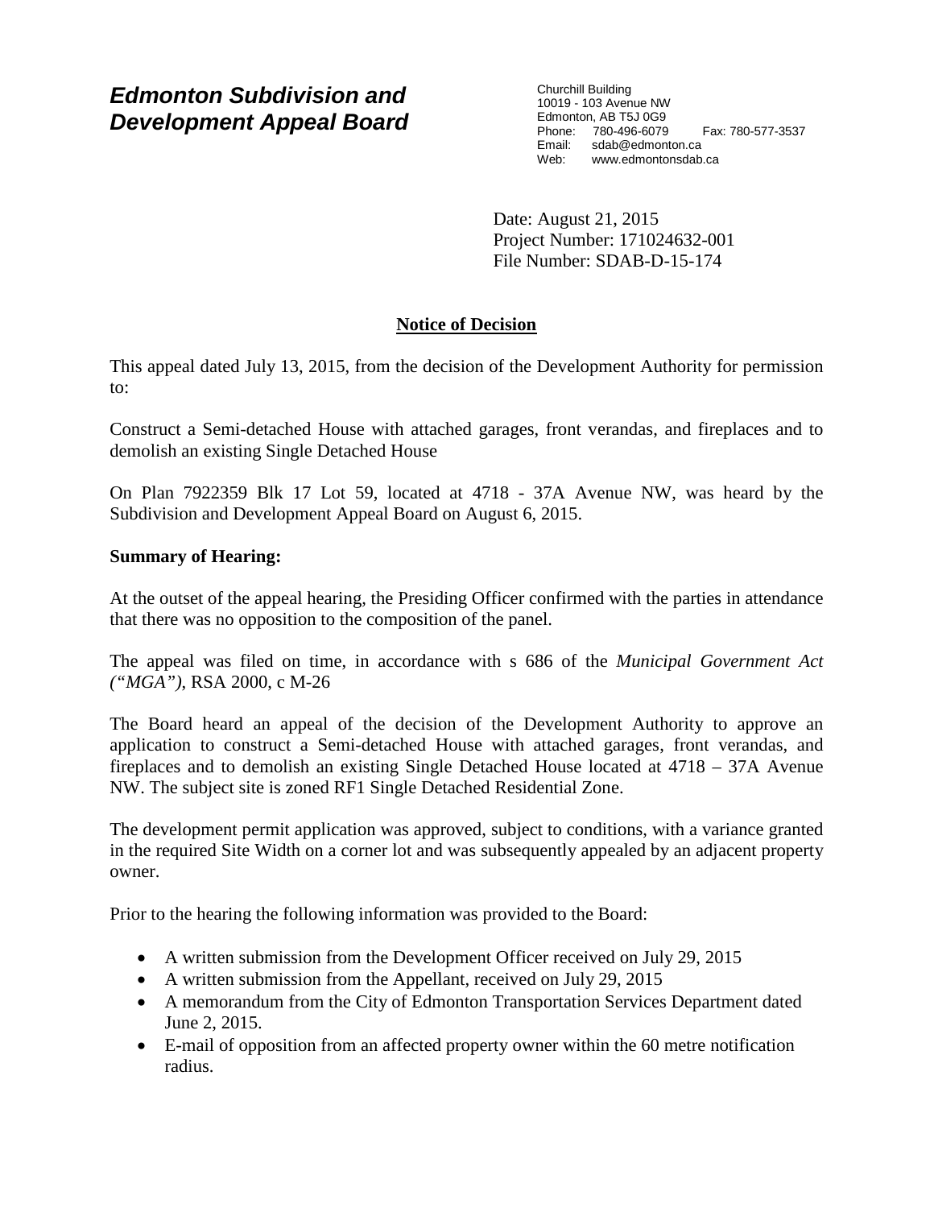# *Edmonton Subdivision and Development Appeal Board*

Churchill Building
10019 - 103 Avenue NW
Edmonton, AB T5J 0G9
Phone: 780-496-6079 Fax: 780-577-3537
Email: sdab@edmonton.ca
Web: www.edmontonsdab.ca

Date: August 21, 2015
Project Number: 171024632-001
File Number: SDAB-D-15-174

## Notice of Decision

This appeal dated July 13, 2015, from the decision of the Development Authority for permission to:

Construct a Semi-detached House with attached garages, front verandas, and fireplaces and to demolish an existing Single Detached House

On Plan 7922359 Blk 17 Lot 59, located at 4718 - 37A Avenue NW, was heard by the Subdivision and Development Appeal Board on August 6, 2015.

**Summary of Hearing:**

At the outset of the appeal hearing, the Presiding Officer confirmed with the parties in attendance that there was no opposition to the composition of the panel.

The appeal was filed on time, in accordance with s 686 of the *Municipal Government Act ("MGA")*, RSA 2000, c M-26

The Board heard an appeal of the decision of the Development Authority to approve an application to construct a Semi-detached House with attached garages, front verandas, and fireplaces and to demolish an existing Single Detached House located at 4718 – 37A Avenue NW. The subject site is zoned RF1 Single Detached Residential Zone.

The development permit application was approved, subject to conditions, with a variance granted in the required Site Width on a corner lot and was subsequently appealed by an adjacent property owner.

Prior to the hearing the following information was provided to the Board:

- A written submission from the Development Officer received on July 29, 2015
- A written submission from the Appellant, received on July 29, 2015
- A memorandum from the City of Edmonton Transportation Services Department dated June 2, 2015.
- E-mail of opposition from an affected property owner within the 60 metre notification radius.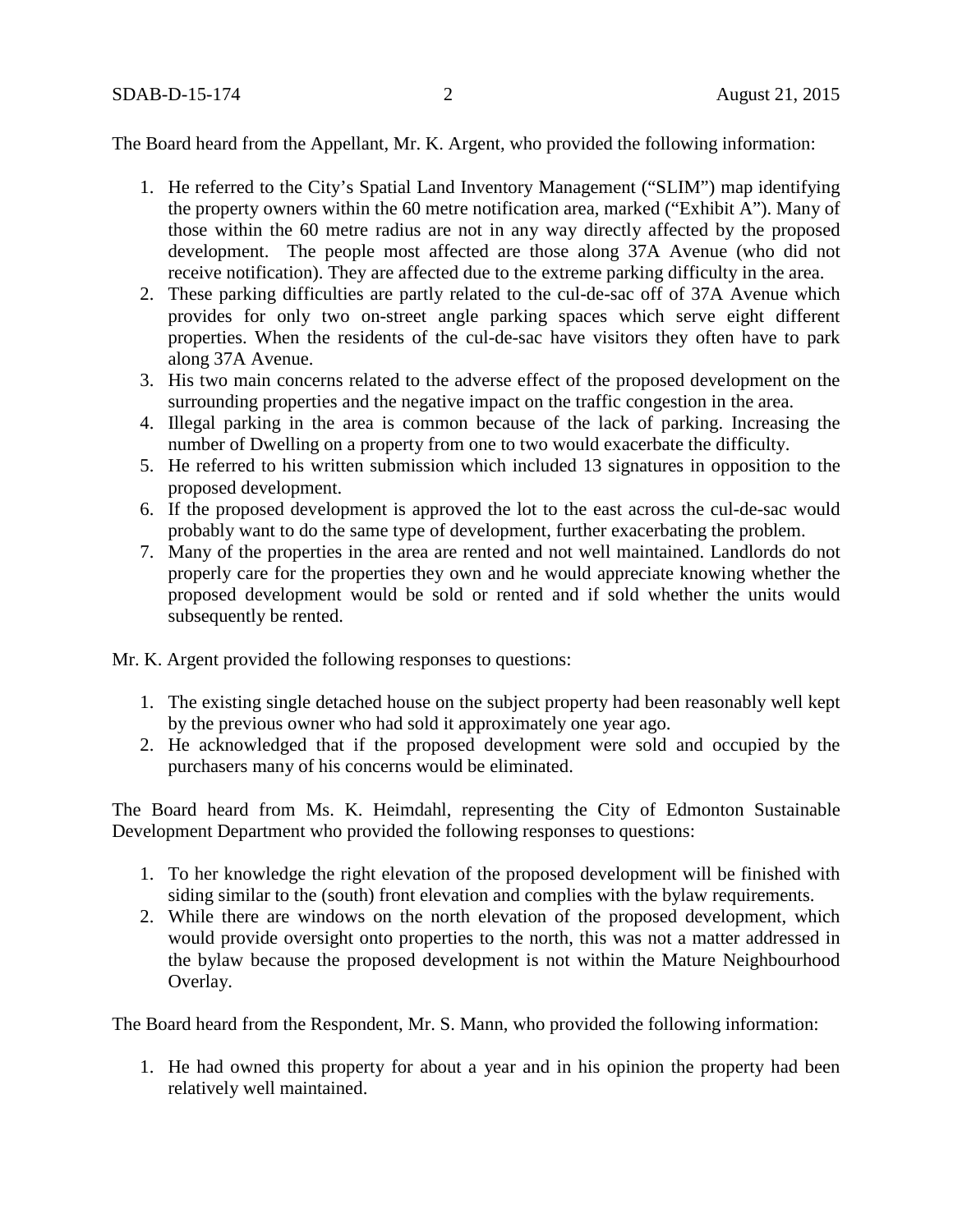The Board heard from the Appellant, Mr. K. Argent, who provided the following information:

1. He referred to the City's Spatial Land Inventory Management ("SLIM") map identifying the property owners within the 60 metre notification area, marked ("Exhibit A"). Many of those within the 60 metre radius are not in any way directly affected by the proposed development. The people most affected are those along 37A Avenue (who did not receive notification). They are affected due to the extreme parking difficulty in the area.
2. These parking difficulties are partly related to the cul-de-sac off of 37A Avenue which provides for only two on-street angle parking spaces which serve eight different properties. When the residents of the cul-de-sac have visitors they often have to park along 37A Avenue.
3. His two main concerns related to the adverse effect of the proposed development on the surrounding properties and the negative impact on the traffic congestion in the area.
4. Illegal parking in the area is common because of the lack of parking. Increasing the number of Dwelling on a property from one to two would exacerbate the difficulty.
5. He referred to his written submission which included 13 signatures in opposition to the proposed development.
6. If the proposed development is approved the lot to the east across the cul-de-sac would probably want to do the same type of development, further exacerbating the problem.
7. Many of the properties in the area are rented and not well maintained. Landlords do not properly care for the properties they own and he would appreciate knowing whether the proposed development would be sold or rented and if sold whether the units would subsequently be rented.

Mr. K. Argent provided the following responses to questions:

1. The existing single detached house on the subject property had been reasonably well kept by the previous owner who had sold it approximately one year ago.
2. He acknowledged that if the proposed development were sold and occupied by the purchasers many of his concerns would be eliminated.

The Board heard from Ms. K. Heimdahl, representing the City of Edmonton Sustainable Development Department who provided the following responses to questions:

1. To her knowledge the right elevation of the proposed development will be finished with siding similar to the (south) front elevation and complies with the bylaw requirements.
2. While there are windows on the north elevation of the proposed development, which would provide oversight onto properties to the north, this was not a matter addressed in the bylaw because the proposed development is not within the Mature Neighbourhood Overlay.

The Board heard from the Respondent, Mr. S. Mann, who provided the following information:

1. He had owned this property for about a year and in his opinion the property had been relatively well maintained.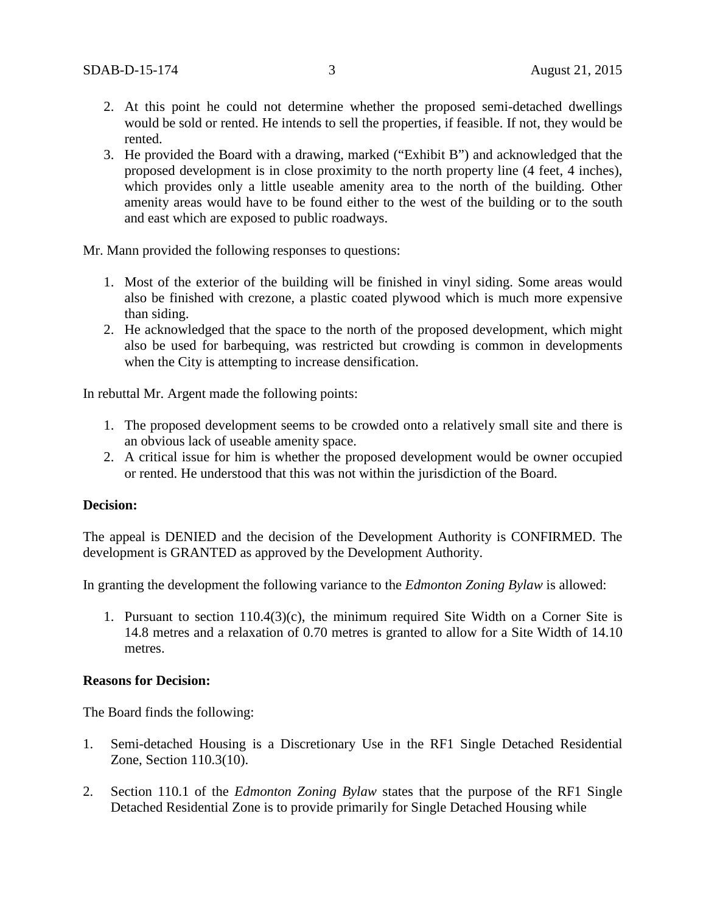2. At this point he could not determine whether the proposed semi-detached dwellings would be sold or rented. He intends to sell the properties, if feasible. If not, they would be rented.
3. He provided the Board with a drawing, marked ("Exhibit B") and acknowledged that the proposed development is in close proximity to the north property line (4 feet, 4 inches), which provides only a little useable amenity area to the north of the building. Other amenity areas would have to be found either to the west of the building or to the south and east which are exposed to public roadways.

Mr. Mann provided the following responses to questions:

1. Most of the exterior of the building will be finished in vinyl siding. Some areas would also be finished with crezone, a plastic coated plywood which is much more expensive than siding.
2. He acknowledged that the space to the north of the proposed development, which might also be used for barbequing, was restricted but crowding is common in developments when the City is attempting to increase densification.

In rebuttal Mr. Argent made the following points:

1. The proposed development seems to be crowded onto a relatively small site and there is an obvious lack of useable amenity space.
2. A critical issue for him is whether the proposed development would be owner occupied or rented. He understood that this was not within the jurisdiction of the Board.

**Decision:**

The appeal is DENIED and the decision of the Development Authority is CONFIRMED. The development is GRANTED as approved by the Development Authority.

In granting the development the following variance to the *Edmonton Zoning Bylaw* is allowed:

1. Pursuant to section 110.4(3)(c), the minimum required Site Width on a Corner Site is 14.8 metres and a relaxation of 0.70 metres is granted to allow for a Site Width of 14.10 metres.

**Reasons for Decision:**

The Board finds the following:

1. Semi-detached Housing is a Discretionary Use in the RF1 Single Detached Residential Zone, Section 110.3(10).

2. Section 110.1 of the *Edmonton Zoning Bylaw* states that the purpose of the RF1 Single Detached Residential Zone is to provide primarily for Single Detached Housing while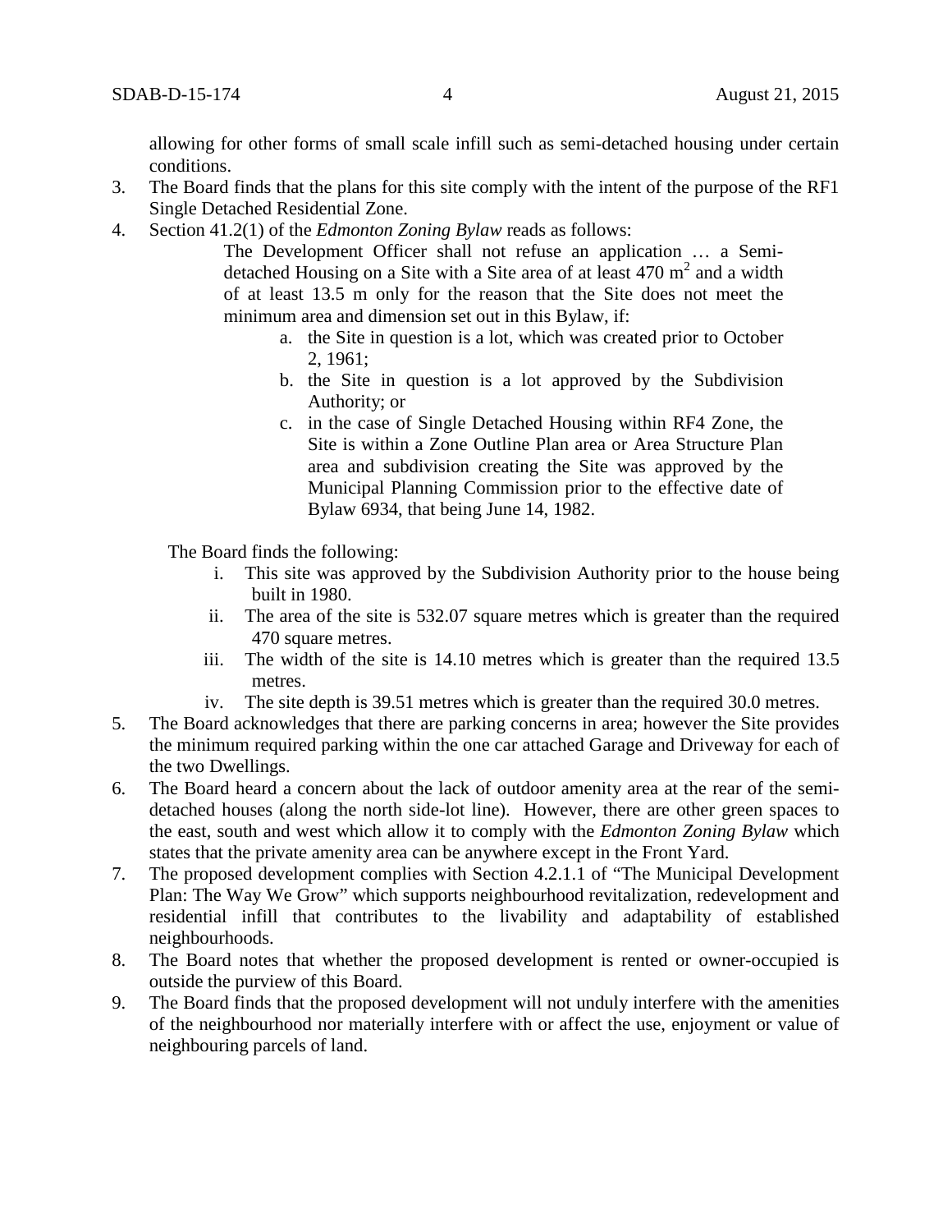allowing for other forms of small scale infill such as semi-detached housing under certain conditions.

3. The Board finds that the plans for this site comply with the intent of the purpose of the RF1 Single Detached Residential Zone.
4. Section 41.2(1) of the *Edmonton Zoning Bylaw* reads as follows:

   > The Development Officer shall not refuse an application … a Semi-detached Housing on a Site with a Site area of at least 470 $m^2$ and a width of at least 13.5 m only for the reason that the Site does not meet the minimum area and dimension set out in this Bylaw, if:
   >
   > a. the Site in question is a lot, which was created prior to October 2, 1961;
   > b. the Site in question is a lot approved by the Subdivision Authority; or
   > c. in the case of Single Detached Housing within RF4 Zone, the Site is within a Zone Outline Plan area or Area Structure Plan area and subdivision creating the Site was approved by the Municipal Planning Commission prior to the effective date of Bylaw 6934, that being June 14, 1982.

   The Board finds the following:

   i. This site was approved by the Subdivision Authority prior to the house being built in 1980.
   ii. The area of the site is 532.07 square metres which is greater than the required 470 square metres.
   iii. The width of the site is 14.10 metres which is greater than the required 13.5 metres.
   iv. The site depth is 39.51 metres which is greater than the required 30.0 metres.

5. The Board acknowledges that there are parking concerns in area; however the Site provides the minimum required parking within the one car attached Garage and Driveway for each of the two Dwellings.
6. The Board heard a concern about the lack of outdoor amenity area at the rear of the semi-detached houses (along the north side-lot line). However, there are other green spaces to the east, south and west which allow it to comply with the *Edmonton Zoning Bylaw* which states that the private amenity area can be anywhere except in the Front Yard.
7. The proposed development complies with Section 4.2.1.1 of "The Municipal Development Plan: The Way We Grow" which supports neighbourhood revitalization, redevelopment and residential infill that contributes to the livability and adaptability of established neighbourhoods.
8. The Board notes that whether the proposed development is rented or owner-occupied is outside the purview of this Board.
9. The Board finds that the proposed development will not unduly interfere with the amenities of the neighbourhood nor materially interfere with or affect the use, enjoyment or value of neighbouring parcels of land.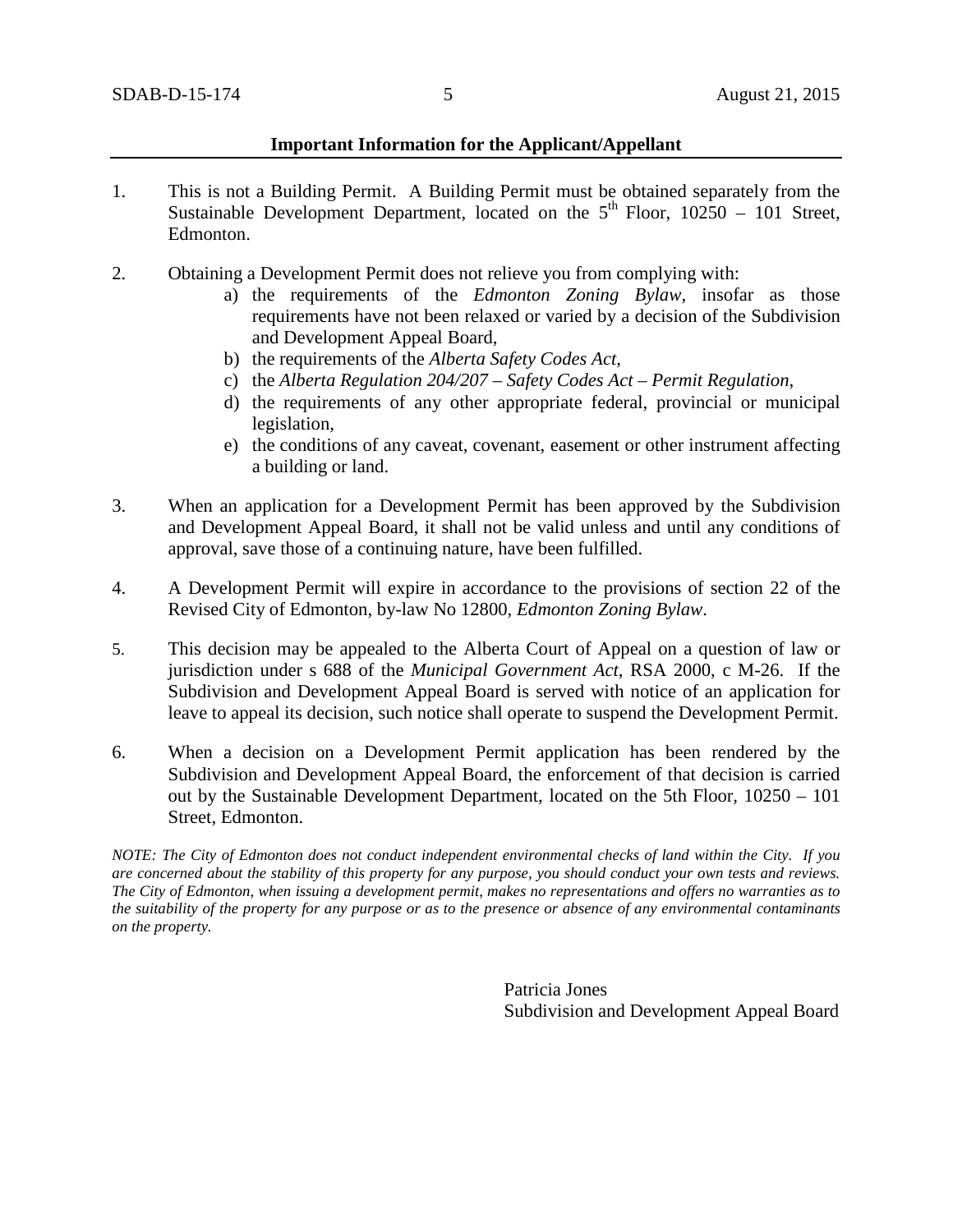## Important Information for the Applicant/Appellant

1. This is not a Building Permit. A Building Permit must be obtained separately from the Sustainable Development Department, located on the 5th Floor, 10250 – 101 Street, Edmonton.

2. Obtaining a Development Permit does not relieve you from complying with:
   a) the requirements of the *Edmonton Zoning Bylaw*, insofar as those requirements have not been relaxed or varied by a decision of the Subdivision and Development Appeal Board,
   b) the requirements of the *Alberta Safety Codes Act*,
   c) the *Alberta Regulation 204/207 – Safety Codes Act – Permit Regulation*,
   d) the requirements of any other appropriate federal, provincial or municipal legislation,
   e) the conditions of any caveat, covenant, easement or other instrument affecting a building or land.

3. When an application for a Development Permit has been approved by the Subdivision and Development Appeal Board, it shall not be valid unless and until any conditions of approval, save those of a continuing nature, have been fulfilled.

4. A Development Permit will expire in accordance to the provisions of section 22 of the Revised City of Edmonton, by-law No 12800, *Edmonton Zoning Bylaw*.

5. This decision may be appealed to the Alberta Court of Appeal on a question of law or jurisdiction under s 688 of the *Municipal Government Act*, RSA 2000, c M-26. If the Subdivision and Development Appeal Board is served with notice of an application for leave to appeal its decision, such notice shall operate to suspend the Development Permit.

6. When a decision on a Development Permit application has been rendered by the Subdivision and Development Appeal Board, the enforcement of that decision is carried out by the Sustainable Development Department, located on the 5th Floor, 10250 – 101 Street, Edmonton.

*NOTE: The City of Edmonton does not conduct independent environmental checks of land within the City. If you are concerned about the stability of this property for any purpose, you should conduct your own tests and reviews. The City of Edmonton, when issuing a development permit, makes no representations and offers no warranties as to the suitability of the property for any purpose or as to the presence or absence of any environmental contaminants on the property.*

Patricia Jones
Subdivision and Development Appeal Board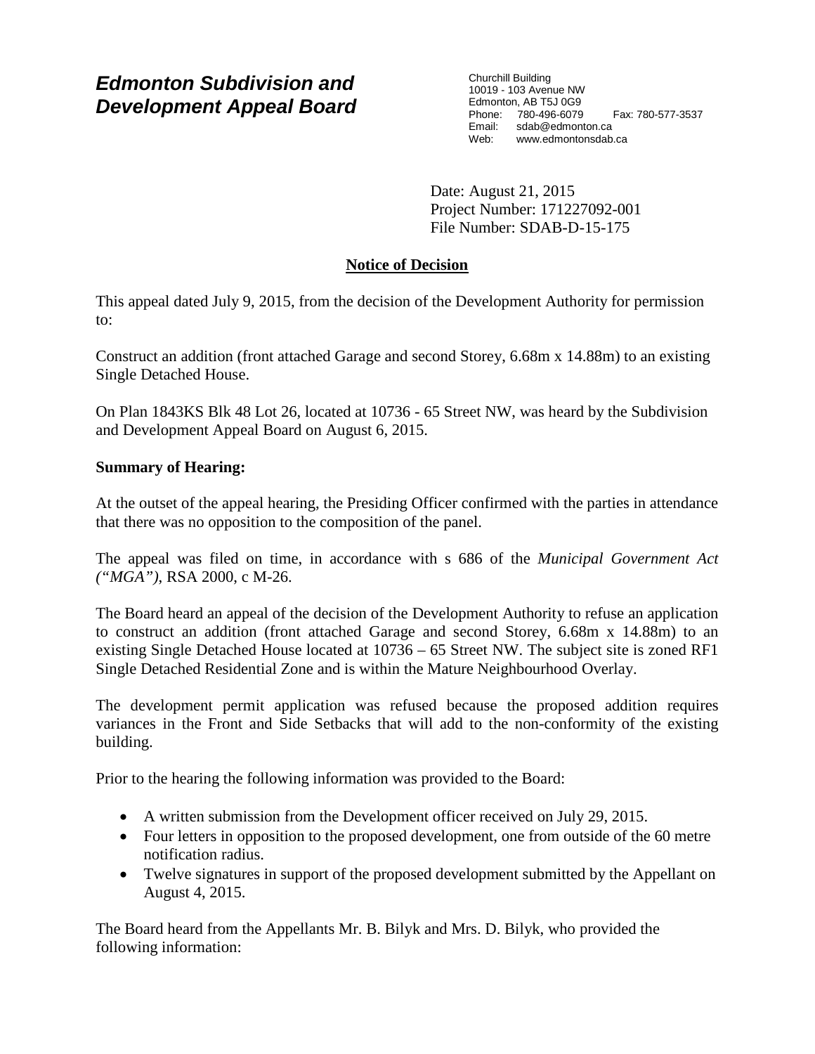# Edmonton Subdivision and Development Appeal Board

Churchill Building
10019 - 103 Avenue NW
Edmonton, AB T5J 0G9
Phone: 780-496-6079 Fax: 780-577-3537
Email: sdab@edmonton.ca
Web: www.edmontonsdab.ca

Date: August 21, 2015
Project Number: 171227092-001
File Number: SDAB-D-15-175

## Notice of Decision

This appeal dated July 9, 2015, from the decision of the Development Authority for permission to:

Construct an addition (front attached Garage and second Storey, 6.68m x 14.88m) to an existing Single Detached House.

On Plan 1843KS Blk 48 Lot 26, located at 10736 - 65 Street NW, was heard by the Subdivision and Development Appeal Board on August 6, 2015.

**Summary of Hearing:**

At the outset of the appeal hearing, the Presiding Officer confirmed with the parties in attendance that there was no opposition to the composition of the panel.

The appeal was filed on time, in accordance with s 686 of the *Municipal Government Act ("MGA")*, RSA 2000, c M-26.

The Board heard an appeal of the decision of the Development Authority to refuse an application to construct an addition (front attached Garage and second Storey, 6.68m x 14.88m) to an existing Single Detached House located at 10736 – 65 Street NW. The subject site is zoned RF1 Single Detached Residential Zone and is within the Mature Neighbourhood Overlay.

The development permit application was refused because the proposed addition requires variances in the Front and Side Setbacks that will add to the non-conformity of the existing building.

Prior to the hearing the following information was provided to the Board:

- A written submission from the Development officer received on July 29, 2015.
- Four letters in opposition to the proposed development, one from outside of the 60 metre notification radius.
- Twelve signatures in support of the proposed development submitted by the Appellant on August 4, 2015.

The Board heard from the Appellants Mr. B. Bilyk and Mrs. D. Bilyk, who provided the following information: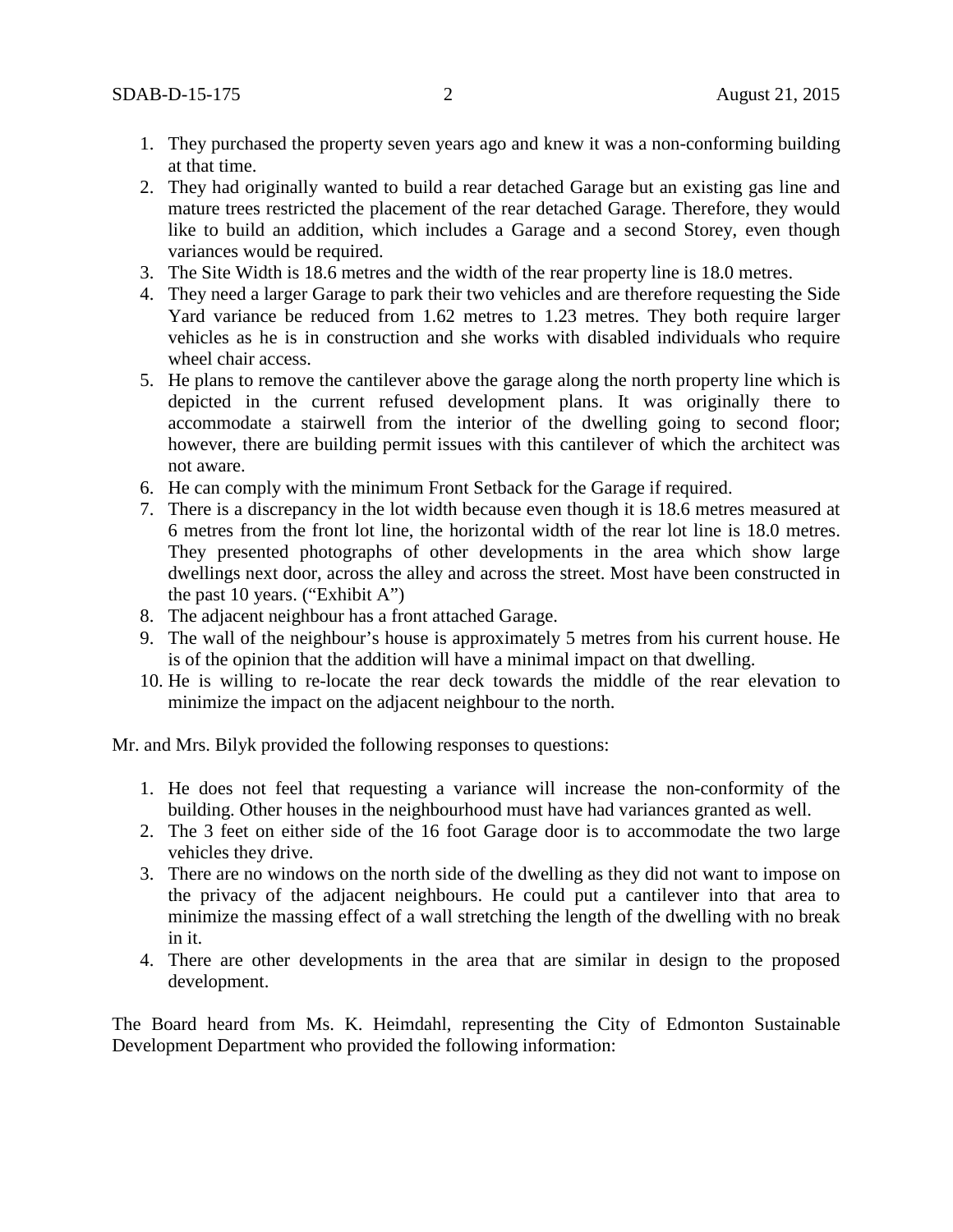1. They purchased the property seven years ago and knew it was a non-conforming building at that time.
2. They had originally wanted to build a rear detached Garage but an existing gas line and mature trees restricted the placement of the rear detached Garage. Therefore, they would like to build an addition, which includes a Garage and a second Storey, even though variances would be required.
3. The Site Width is 18.6 metres and the width of the rear property line is 18.0 metres.
4. They need a larger Garage to park their two vehicles and are therefore requesting the Side Yard variance be reduced from 1.62 metres to 1.23 metres. They both require larger vehicles as he is in construction and she works with disabled individuals who require wheel chair access.
5. He plans to remove the cantilever above the garage along the north property line which is depicted in the current refused development plans. It was originally there to accommodate a stairwell from the interior of the dwelling going to second floor; however, there are building permit issues with this cantilever of which the architect was not aware.
6. He can comply with the minimum Front Setback for the Garage if required.
7. There is a discrepancy in the lot width because even though it is 18.6 metres measured at 6 metres from the front lot line, the horizontal width of the rear lot line is 18.0 metres. They presented photographs of other developments in the area which show large dwellings next door, across the alley and across the street. Most have been constructed in the past 10 years. ("Exhibit A")
8. The adjacent neighbour has a front attached Garage.
9. The wall of the neighbour's house is approximately 5 metres from his current house. He is of the opinion that the addition will have a minimal impact on that dwelling.
10. He is willing to re-locate the rear deck towards the middle of the rear elevation to minimize the impact on the adjacent neighbour to the north.

Mr. and Mrs. Bilyk provided the following responses to questions:

1. He does not feel that requesting a variance will increase the non-conformity of the building. Other houses in the neighbourhood must have had variances granted as well.
2. The 3 feet on either side of the 16 foot Garage door is to accommodate the two large vehicles they drive.
3. There are no windows on the north side of the dwelling as they did not want to impose on the privacy of the adjacent neighbours. He could put a cantilever into that area to minimize the massing effect of a wall stretching the length of the dwelling with no break in it.
4. There are other developments in the area that are similar in design to the proposed development.

The Board heard from Ms. K. Heimdahl, representing the City of Edmonton Sustainable Development Department who provided the following information: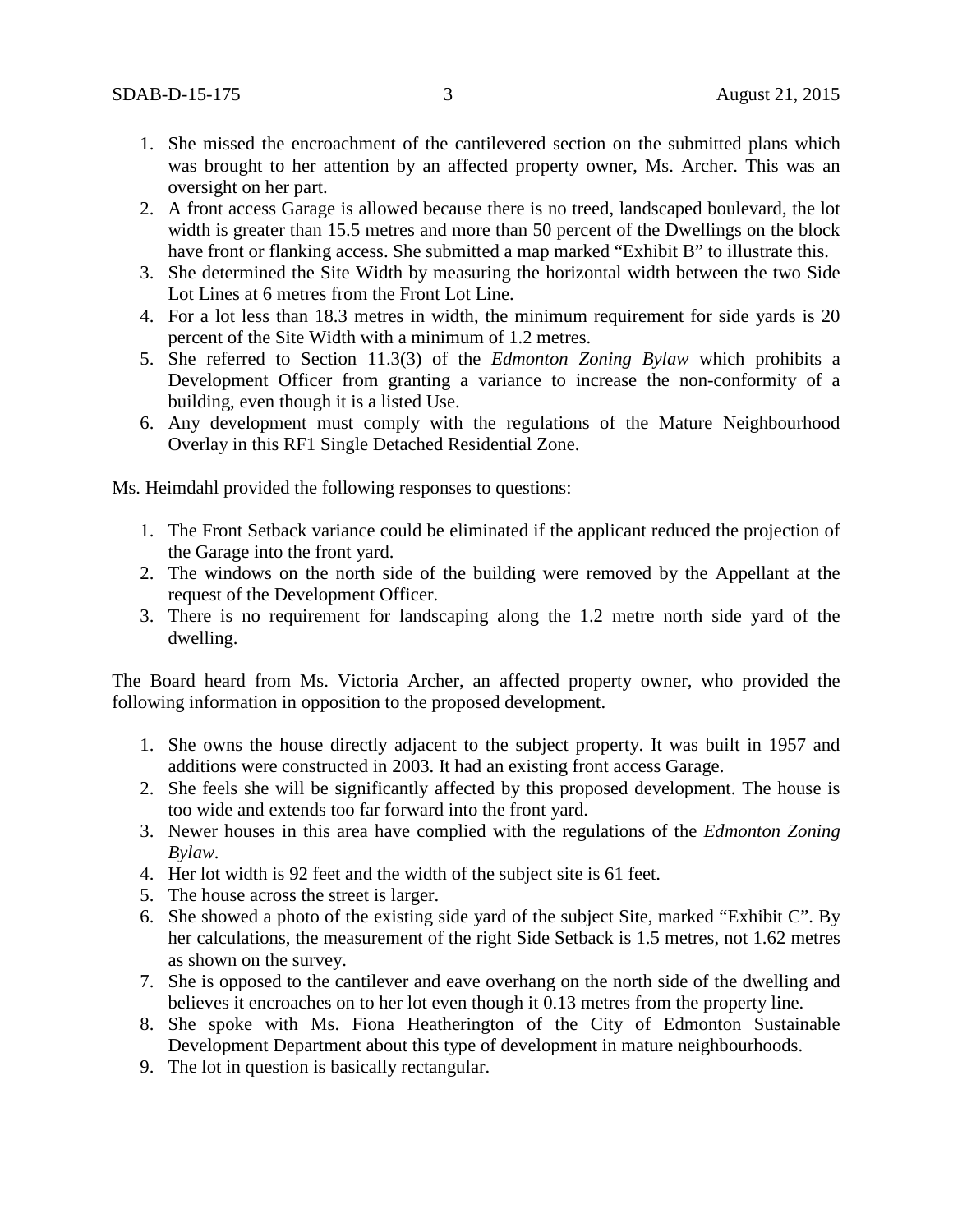1. She missed the encroachment of the cantilevered section on the submitted plans which was brought to her attention by an affected property owner, Ms. Archer. This was an oversight on her part.
2. A front access Garage is allowed because there is no treed, landscaped boulevard, the lot width is greater than 15.5 metres and more than 50 percent of the Dwellings on the block have front or flanking access. She submitted a map marked "Exhibit B" to illustrate this.
3. She determined the Site Width by measuring the horizontal width between the two Side Lot Lines at 6 metres from the Front Lot Line.
4. For a lot less than 18.3 metres in width, the minimum requirement for side yards is 20 percent of the Site Width with a minimum of 1.2 metres.
5. She referred to Section 11.3(3) of the *Edmonton Zoning Bylaw* which prohibits a Development Officer from granting a variance to increase the non-conformity of a building, even though it is a listed Use.
6. Any development must comply with the regulations of the Mature Neighbourhood Overlay in this RF1 Single Detached Residential Zone.

Ms. Heimdahl provided the following responses to questions:

1. The Front Setback variance could be eliminated if the applicant reduced the projection of the Garage into the front yard.
2. The windows on the north side of the building were removed by the Appellant at the request of the Development Officer.
3. There is no requirement for landscaping along the 1.2 metre north side yard of the dwelling.

The Board heard from Ms. Victoria Archer, an affected property owner, who provided the following information in opposition to the proposed development.

1. She owns the house directly adjacent to the subject property. It was built in 1957 and additions were constructed in 2003. It had an existing front access Garage.
2. She feels she will be significantly affected by this proposed development. The house is too wide and extends too far forward into the front yard.
3. Newer houses in this area have complied with the regulations of the *Edmonton Zoning Bylaw*.
4. Her lot width is 92 feet and the width of the subject site is 61 feet.
5. The house across the street is larger.
6. She showed a photo of the existing side yard of the subject Site, marked "Exhibit C". By her calculations, the measurement of the right Side Setback is 1.5 metres, not 1.62 metres as shown on the survey.
7. She is opposed to the cantilever and eave overhang on the north side of the dwelling and believes it encroaches on to her lot even though it 0.13 metres from the property line.
8. She spoke with Ms. Fiona Heatherington of the City of Edmonton Sustainable Development Department about this type of development in mature neighbourhoods.
9. The lot in question is basically rectangular.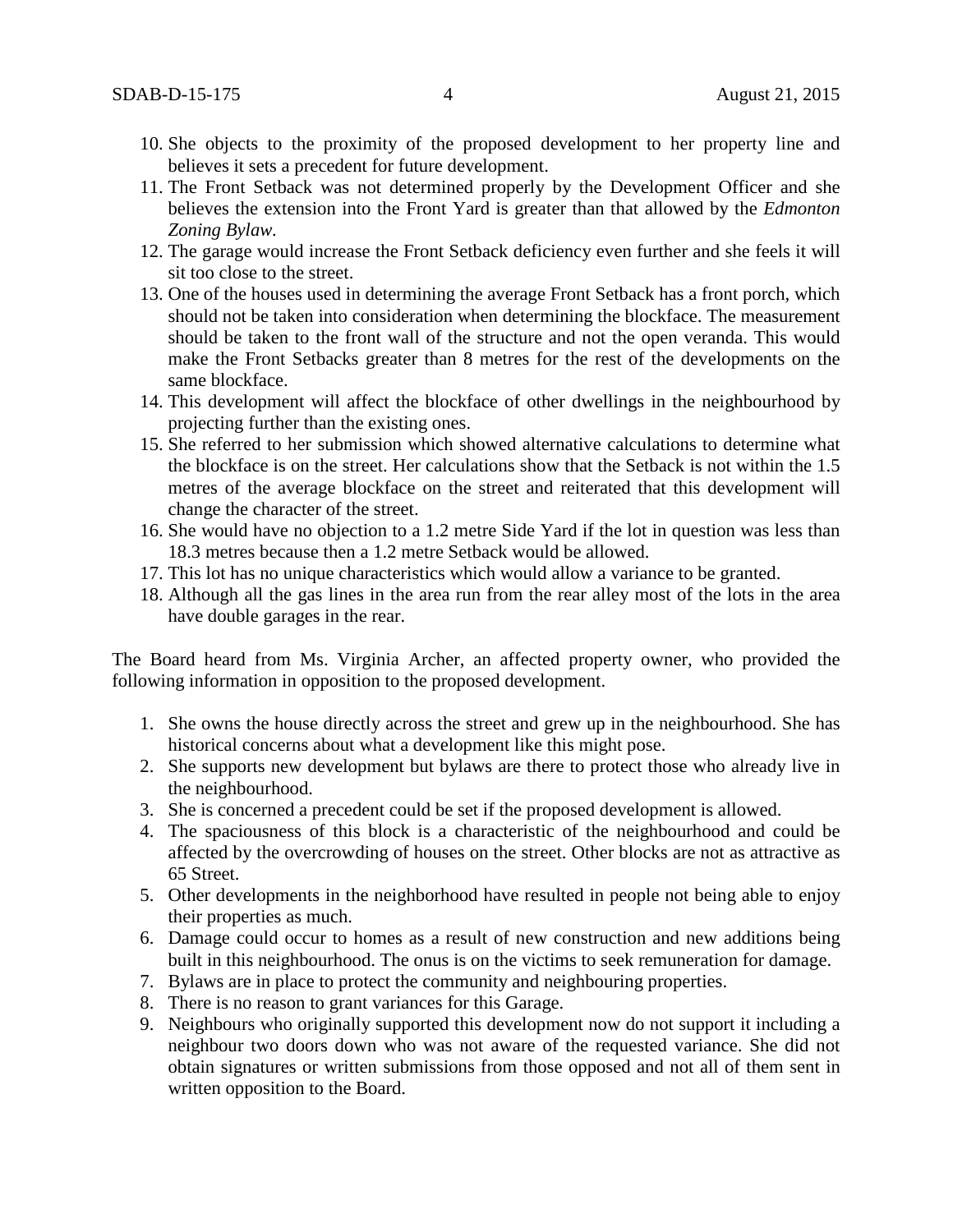10. She objects to the proximity of the proposed development to her property line and believes it sets a precedent for future development.
11. The Front Setback was not determined properly by the Development Officer and she believes the extension into the Front Yard is greater than that allowed by the *Edmonton Zoning Bylaw*.
12. The garage would increase the Front Setback deficiency even further and she feels it will sit too close to the street.
13. One of the houses used in determining the average Front Setback has a front porch, which should not be taken into consideration when determining the blockface. The measurement should be taken to the front wall of the structure and not the open veranda. This would make the Front Setbacks greater than 8 metres for the rest of the developments on the same blockface.
14. This development will affect the blockface of other dwellings in the neighbourhood by projecting further than the existing ones.
15. She referred to her submission which showed alternative calculations to determine what the blockface is on the street. Her calculations show that the Setback is not within the 1.5 metres of the average blockface on the street and reiterated that this development will change the character of the street.
16. She would have no objection to a 1.2 metre Side Yard if the lot in question was less than 18.3 metres because then a 1.2 metre Setback would be allowed.
17. This lot has no unique characteristics which would allow a variance to be granted.
18. Although all the gas lines in the area run from the rear alley most of the lots in the area have double garages in the rear.

The Board heard from Ms. Virginia Archer, an affected property owner, who provided the following information in opposition to the proposed development.

1. She owns the house directly across the street and grew up in the neighbourhood. She has historical concerns about what a development like this might pose.
2. She supports new development but bylaws are there to protect those who already live in the neighbourhood.
3. She is concerned a precedent could be set if the proposed development is allowed.
4. The spaciousness of this block is a characteristic of the neighbourhood and could be affected by the overcrowding of houses on the street. Other blocks are not as attractive as 65 Street.
5. Other developments in the neighborhood have resulted in people not being able to enjoy their properties as much.
6. Damage could occur to homes as a result of new construction and new additions being built in this neighbourhood. The onus is on the victims to seek remuneration for damage.
7. Bylaws are in place to protect the community and neighbouring properties.
8. There is no reason to grant variances for this Garage.
9. Neighbours who originally supported this development now do not support it including a neighbour two doors down who was not aware of the requested variance. She did not obtain signatures or written submissions from those opposed and not all of them sent in written opposition to the Board.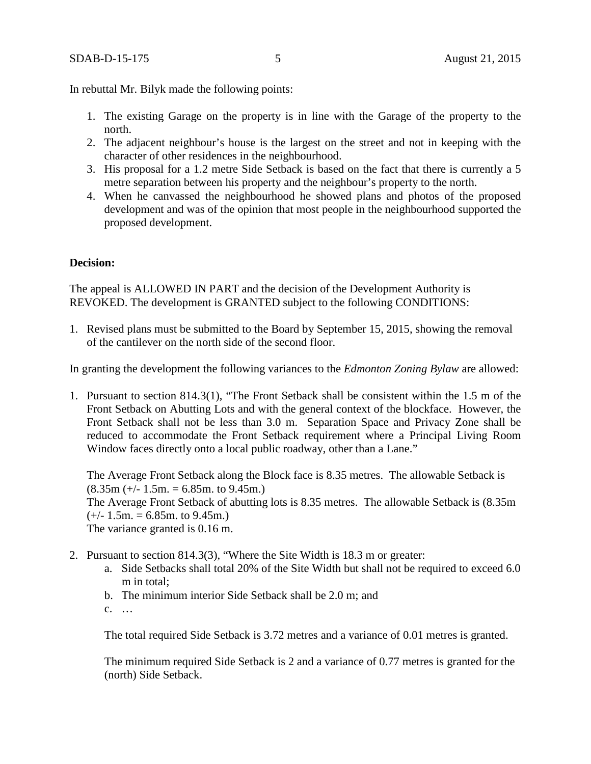In rebuttal Mr. Bilyk made the following points:

1. The existing Garage on the property is in line with the Garage of the property to the north.
2. The adjacent neighbour's house is the largest on the street and not in keeping with the character of other residences in the neighbourhood.
3. His proposal for a 1.2 metre Side Setback is based on the fact that there is currently a 5 metre separation between his property and the neighbour's property to the north.
4. When he canvassed the neighbourhood he showed plans and photos of the proposed development and was of the opinion that most people in the neighbourhood supported the proposed development.

**Decision:**

The appeal is ALLOWED IN PART and the decision of the Development Authority is REVOKED. The development is GRANTED subject to the following CONDITIONS:

1. Revised plans must be submitted to the Board by September 15, 2015, showing the removal of the cantilever on the north side of the second floor.

In granting the development the following variances to the *Edmonton Zoning Bylaw* are allowed:

1. Pursuant to section 814.3(1), "The Front Setback shall be consistent within the 1.5 m of the Front Setback on Abutting Lots and with the general context of the blockface. However, the Front Setback shall not be less than 3.0 m. Separation Space and Privacy Zone shall be reduced to accommodate the Front Setback requirement where a Principal Living Room Window faces directly onto a local public roadway, other than a Lane."

   The Average Front Setback along the Block face is 8.35 metres. The allowable Setback is (8.35m (+/- 1.5m. = 6.85m. to 9.45m.)
   The Average Front Setback of abutting lots is 8.35 metres. The allowable Setback is (8.35m (+/- 1.5m. = 6.85m. to 9.45m.)
   The variance granted is 0.16 m.

2. Pursuant to section 814.3(3), "Where the Site Width is 18.3 m or greater:
   a. Side Setbacks shall total 20% of the Site Width but shall not be required to exceed 6.0 m in total;
   b. The minimum interior Side Setback shall be 2.0 m; and
   c. …

   The total required Side Setback is 3.72 metres and a variance of 0.01 metres is granted.

   The minimum required Side Setback is 2 and a variance of 0.77 metres is granted for the (north) Side Setback.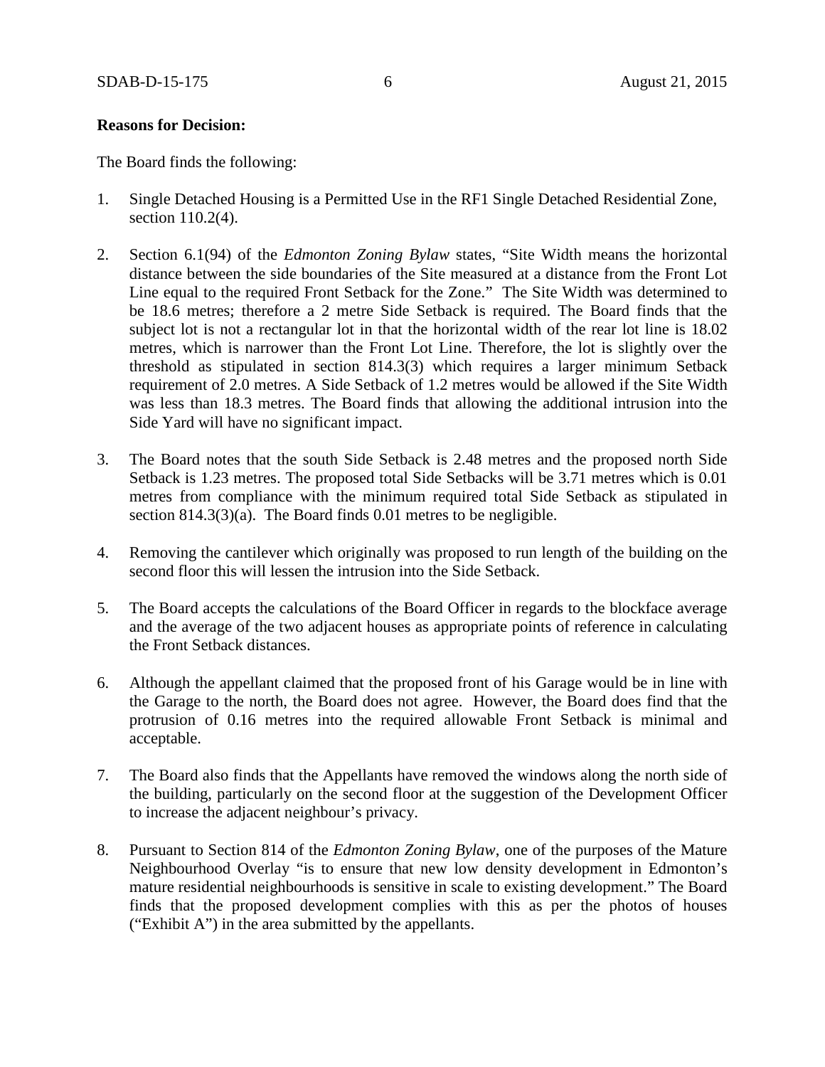**Reasons for Decision:**

The Board finds the following:

1. Single Detached Housing is a Permitted Use in the RF1 Single Detached Residential Zone, section 110.2(4).

2. Section 6.1(94) of the *Edmonton Zoning Bylaw* states, "Site Width means the horizontal distance between the side boundaries of the Site measured at a distance from the Front Lot Line equal to the required Front Setback for the Zone." The Site Width was determined to be 18.6 metres; therefore a 2 metre Side Setback is required. The Board finds that the subject lot is not a rectangular lot in that the horizontal width of the rear lot line is 18.02 metres, which is narrower than the Front Lot Line. Therefore, the lot is slightly over the threshold as stipulated in section 814.3(3) which requires a larger minimum Setback requirement of 2.0 metres. A Side Setback of 1.2 metres would be allowed if the Site Width was less than 18.3 metres. The Board finds that allowing the additional intrusion into the Side Yard will have no significant impact.

3. The Board notes that the south Side Setback is 2.48 metres and the proposed north Side Setback is 1.23 metres. The proposed total Side Setbacks will be 3.71 metres which is 0.01 metres from compliance with the minimum required total Side Setback as stipulated in section 814.3(3)(a). The Board finds 0.01 metres to be negligible.

4. Removing the cantilever which originally was proposed to run length of the building on the second floor this will lessen the intrusion into the Side Setback.

5. The Board accepts the calculations of the Board Officer in regards to the blockface average and the average of the two adjacent houses as appropriate points of reference in calculating the Front Setback distances.

6. Although the appellant claimed that the proposed front of his Garage would be in line with the Garage to the north, the Board does not agree. However, the Board does find that the protrusion of 0.16 metres into the required allowable Front Setback is minimal and acceptable.

7. The Board also finds that the Appellants have removed the windows along the north side of the building, particularly on the second floor at the suggestion of the Development Officer to increase the adjacent neighbour's privacy.

8. Pursuant to Section 814 of the *Edmonton Zoning Bylaw*, one of the purposes of the Mature Neighbourhood Overlay "is to ensure that new low density development in Edmonton's mature residential neighbourhoods is sensitive in scale to existing development." The Board finds that the proposed development complies with this as per the photos of houses ("Exhibit A") in the area submitted by the appellants.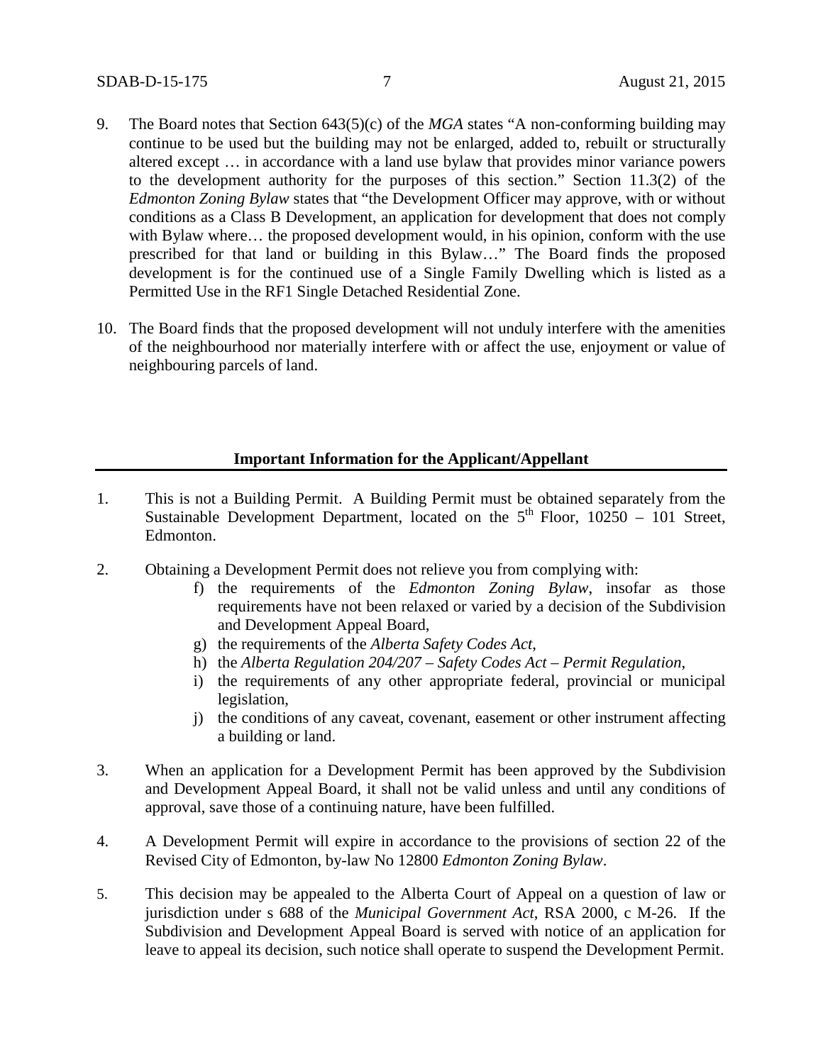9. The Board notes that Section 643(5)(c) of the *MGA* states "A non-conforming building may continue to be used but the building may not be enlarged, added to, rebuilt or structurally altered except … in accordance with a land use bylaw that provides minor variance powers to the development authority for the purposes of this section." Section 11.3(2) of the *Edmonton Zoning Bylaw* states that "the Development Officer may approve, with or without conditions as a Class B Development, an application for development that does not comply with Bylaw where… the proposed development would, in his opinion, conform with the use prescribed for that land or building in this Bylaw…" The Board finds the proposed development is for the continued use of a Single Family Dwelling which is listed as a Permitted Use in the RF1 Single Detached Residential Zone.

10. The Board finds that the proposed development will not unduly interfere with the amenities of the neighbourhood nor materially interfere with or affect the use, enjoyment or value of neighbouring parcels of land.

**Important Information for the Applicant/Appellant**

1. This is not a Building Permit. A Building Permit must be obtained separately from the Sustainable Development Department, located on the 5th Floor, 10250 – 101 Street, Edmonton.

2. Obtaining a Development Permit does not relieve you from complying with:
   f) the requirements of the *Edmonton Zoning Bylaw*, insofar as those requirements have not been relaxed or varied by a decision of the Subdivision and Development Appeal Board,
   g) the requirements of the *Alberta Safety Codes Act*,
   h) the *Alberta Regulation 204/207 – Safety Codes Act – Permit Regulation*,
   i) the requirements of any other appropriate federal, provincial or municipal legislation,
   j) the conditions of any caveat, covenant, easement or other instrument affecting a building or land.

3. When an application for a Development Permit has been approved by the Subdivision and Development Appeal Board, it shall not be valid unless and until any conditions of approval, save those of a continuing nature, have been fulfilled.

4. A Development Permit will expire in accordance to the provisions of section 22 of the Revised City of Edmonton, by-law No 12800 *Edmonton Zoning Bylaw*.

5. This decision may be appealed to the Alberta Court of Appeal on a question of law or jurisdiction under s 688 of the *Municipal Government Act*, RSA 2000, c M-26. If the Subdivision and Development Appeal Board is served with notice of an application for leave to appeal its decision, such notice shall operate to suspend the Development Permit.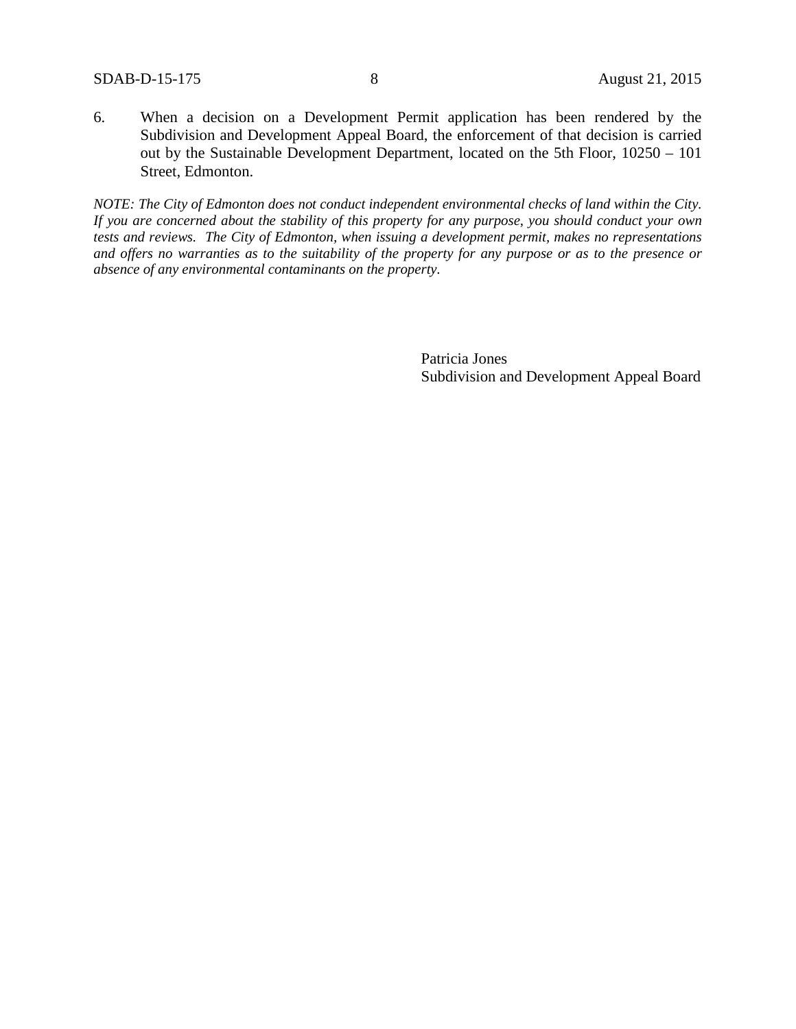6. When a decision on a Development Permit application has been rendered by the Subdivision and Development Appeal Board, the enforcement of that decision is carried out by the Sustainable Development Department, located on the 5th Floor, 10250 – 101 Street, Edmonton.

*NOTE: The City of Edmonton does not conduct independent environmental checks of land within the City. If you are concerned about the stability of this property for any purpose, you should conduct your own tests and reviews. The City of Edmonton, when issuing a development permit, makes no representations and offers no warranties as to the suitability of the property for any purpose or as to the presence or absence of any environmental contaminants on the property.*

Patricia Jones
Subdivision and Development Appeal Board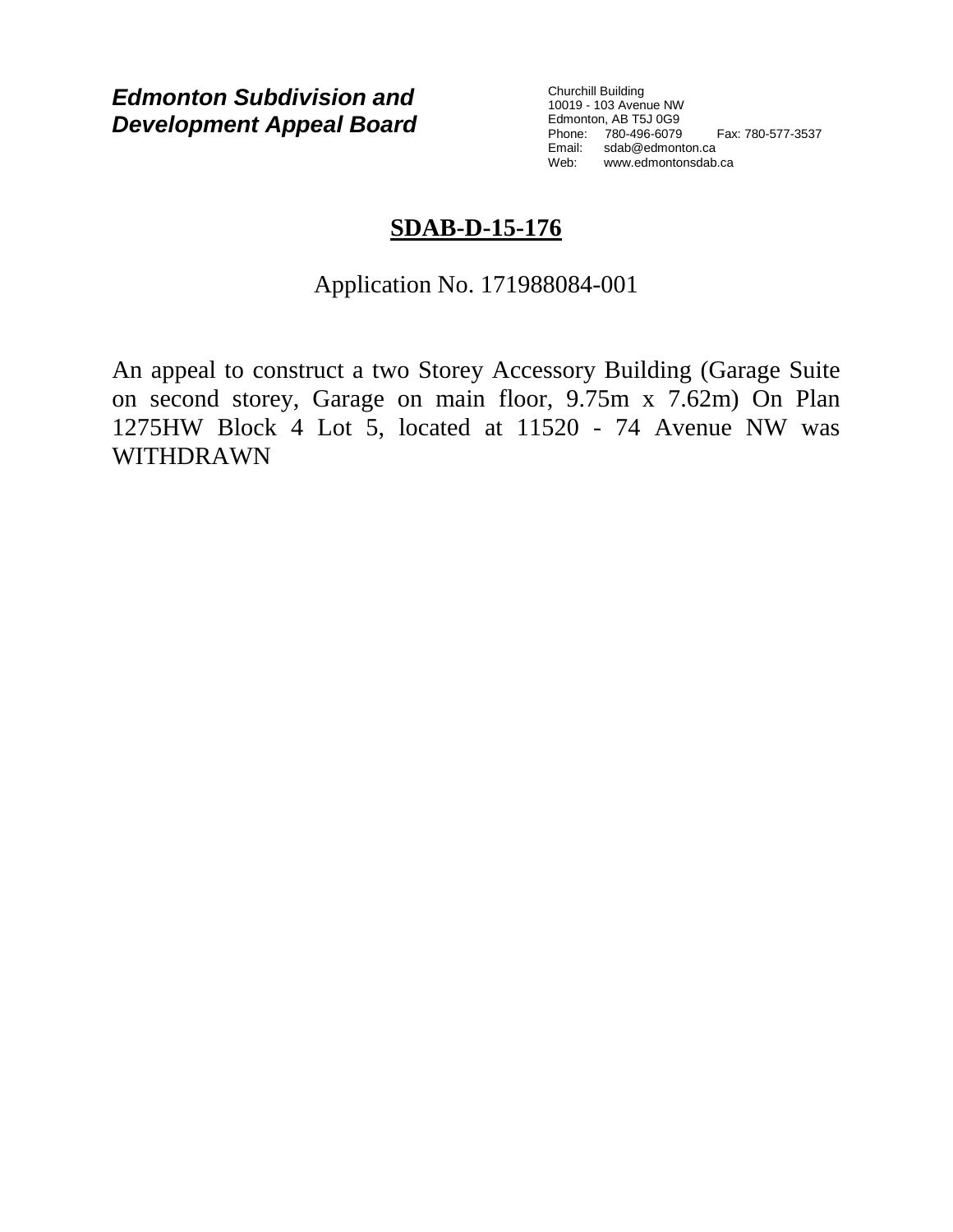**_Edmonton Subdivision and Development Appeal Board_**

Churchill Building
10019 - 103 Avenue NW
Edmonton, AB T5J 0G9
Phone: 780-496-6079 Fax: 780-577-3537
Email: sdab@edmonton.ca
Web: www.edmontonsdab.ca

# SDAB-D-15-176

Application No. 171988084-001

An appeal to construct a two Storey Accessory Building (Garage Suite on second storey, Garage on main floor, 9.75m x 7.62m) On Plan 1275HW Block 4 Lot 5, located at 11520 - 74 Avenue NW was WITHDRAWN